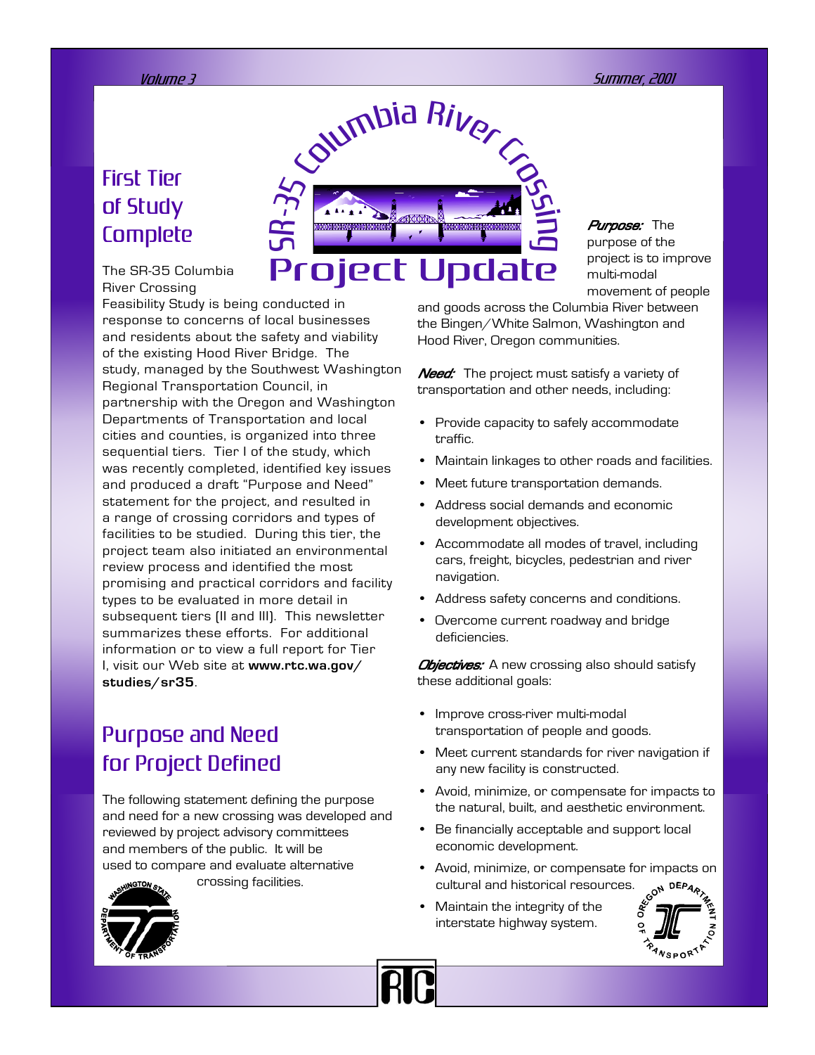# SR-35 Columbia River Crossing Project Update

## First Tier of Study Complete

The SR-35 Columbia River Crossing Feasibility Study is being conducted in response to concerns of local businesses and residents about the safety and viability of the existing Hood River Bridge. The study, managed by the Southwest Washington Regional Transportation Council, in partnership with the Oregon and Washington Departments of Transportation and local cities and counties, is organized into three sequential tiers. Tier I of the study, which was recently completed, identified key issues and produced a draft "Purpose and Need" statement for the project, and resulted in a range of crossing corridors and types of facilities to be studied. During this tier, the project team also initiated an environmental review process and identified the most promising and practical corridors and facility types to be evaluated in more detail in subsequent tiers (II and III). This newsletter summarizes these efforts. For additional information or to view a full report for Tier I, visit our Web site at **www.rtc.wa.gov/studies/sr35**.

## Purpose and Need for Project Defined

The following statement defining the purpose and need for a new crossing was developed and reviewed by project advisory committees and members of the public. It will be used to compare and evaluate alternative crossing facilities.

***Purpose:*** The purpose of the project is to improve multi-modal movement of people and goods across the Columbia River between the Bingen/White Salmon, Washington and Hood River, Oregon communities.

***Need:*** The project must satisfy a variety of transportation and other needs, including:

- Provide capacity to safely accommodate traffic.
- Maintain linkages to other roads and facilities.
- Meet future transportation demands.
- Address social demands and economic development objectives.
- Accommodate all modes of travel, including cars, freight, bicycles, pedestrian and river navigation.
- Address safety concerns and conditions.
- Overcome current roadway and bridge deficiencies.

***Objectives:*** A new crossing also should satisfy these additional goals:

- Improve cross-river multi-modal transportation of people and goods.
- Meet current standards for river navigation if any new facility is constructed.
- Avoid, minimize, or compensate for impacts to the natural, built, and aesthetic environment.
- Be financially acceptable and support local economic development.
- Avoid, minimize, or compensate for impacts on cultural and historical resources.
- Maintain the integrity of the interstate highway system.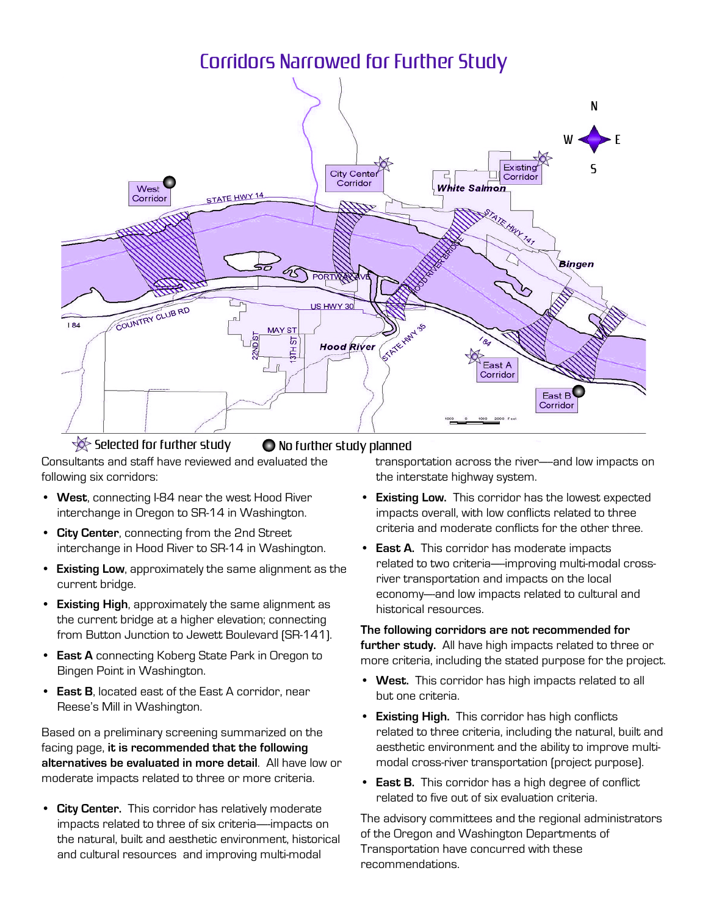# Corridors Narrowed for Further Study

Selected for further study　　No further study planned

Consultants and staff have reviewed and evaluated the following six corridors:

- **West**, connecting I-84 near the west Hood River interchange in Oregon to SR-14 in Washington.
- **City Center**, connecting from the 2nd Street interchange in Hood River to SR-14 in Washington.
- **Existing Low**, approximately the same alignment as the current bridge.
- **Existing High**, approximately the same alignment as the current bridge at a higher elevation; connecting from Button Junction to Jewett Boulevard (SR-141).
- **East A** connecting Koberg State Park in Oregon to Bingen Point in Washington.
- **East B**, located east of the East A corridor, near Reese's Mill in Washington.

Based on a preliminary screening summarized on the facing page, **it is recommended that the following alternatives be evaluated in more detail**. All have low or moderate impacts related to three or more criteria.

- **City Center.** This corridor has relatively moderate impacts related to three of six criteria—impacts on the natural, built and aesthetic environment, historical and cultural resources and improving multi-modal transportation across the river—and low impacts on the interstate highway system.
- **Existing Low.** This corridor has the lowest expected impacts overall, with low conflicts related to three criteria and moderate conflicts for the other three.
- **East A.** This corridor has moderate impacts related to two criteria—improving multi-modal cross-river transportation and impacts on the local economy—and low impacts related to cultural and historical resources.

**The following corridors are not recommended for further study.** All have high impacts related to three or more criteria, including the stated purpose for the project.

- **West.** This corridor has high impacts related to all but one criteria.
- **Existing High.** This corridor has high conflicts related to three criteria, including the natural, built and aesthetic environment and the ability to improve multi-modal cross-river transportation (project purpose).
- **East B.** This corridor has a high degree of conflict related to five out of six evaluation criteria.

The advisory committees and the regional administrators of the Oregon and Washington Departments of Transportation have concurred with these recommendations.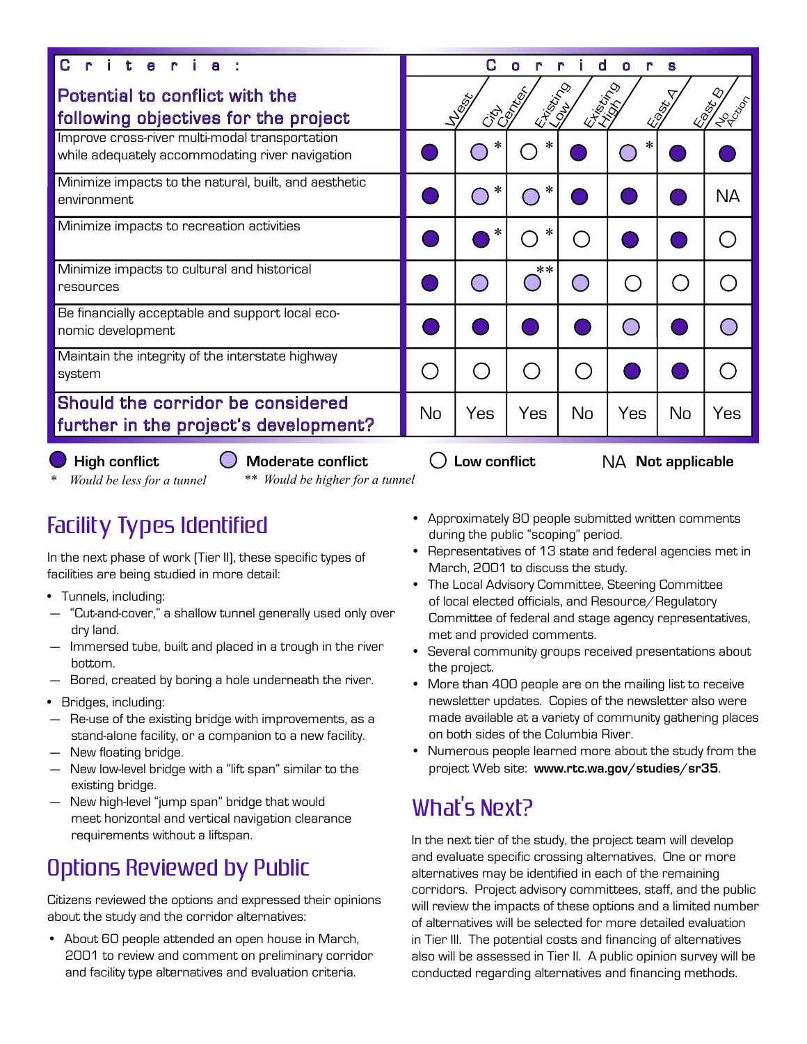| Criteria: Potential to conflict with the following objectives for the project | West | City Center | Existing Low | Existing High | East A | East B | No Action |
|---|---|---|---|---|---|---|---|
| Improve cross-river multi-modal transportation while adequately accommodating river navigation | High | Moderate * | Low * | High | Moderate * | High | High |
| Minimize impacts to the natural, built, and aesthetic environment | High | Moderate * | Moderate * | High | High | High | NA |
| Minimize impacts to recreation activities | High | High * | Low * | Low | High | High | Low |
| Minimize impacts to cultural and historical resources | High | Moderate | Moderate ** | Moderate | Low | Low | Low |
| Be financially acceptable and support local economic development | High | High | High | High | Moderate | High | Moderate |
| Maintain the integrity of the interstate highway system | Low | Low | Low | Low | High | High | Low |
| **Should the corridor be considered further in the project's development?** | No | Yes | Yes | No | Yes | No | Yes |

**High conflict** | **Moderate conflict** | **Low conflict** | NA **Not applicable**

\* *Would be less for a tunnel* ** *Would be higher for a tunnel*

## Facility Types Identified

In the next phase of work (Tier II), these specific types of facilities are being studied in more detail:

- Tunnels, including:
  - "Cut-and-cover," a shallow tunnel generally used only over dry land.
  - Immersed tube, built and placed in a trough in the river bottom.
  - Bored, created by boring a hole underneath the river.
- Bridges, including:
  - Re-use of the existing bridge with improvements, as a stand-alone facility, or a companion to a new facility.
  - New floating bridge.
  - New low-level bridge with a "lift span" similar to the existing bridge.
  - New high-level "jump span" bridge that would meet horizontal and vertical navigation clearance requirements without a liftspan.

## Options Reviewed by Public

Citizens reviewed the options and expressed their opinions about the study and the corridor alternatives:

- About 60 people attended an open house in March, 2001 to review and comment on preliminary corridor and facility type alternatives and evaluation criteria.
- Approximately 80 people submitted written comments during the public "scoping" period.
- Representatives of 13 state and federal agencies met in March, 2001 to discuss the study.
- The Local Advisory Committee, Steering Committee of local elected officials, and Resource/Regulatory Committee of federal and stage agency representatives, met and provided comments.
- Several community groups received presentations about the project.
- More than 400 people are on the mailing list to receive newsletter updates. Copies of the newsletter also were made available at a variety of community gathering places on both sides of the Columbia River.
- Numerous people learned more about the study from the project Web site: **www.rtc.wa.gov/studies/sr35**.

## What's Next?

In the next tier of the study, the project team will develop and evaluate specific crossing alternatives. One or more alternatives may be identified in each of the remaining corridors. Project advisory committees, staff, and the public will review the impacts of these options and a limited number of alternatives will be selected for more detailed evaluation in Tier III. The potential costs and financing of alternatives also will be assessed in Tier II. A public opinion survey will be conducted regarding alternatives and financing methods.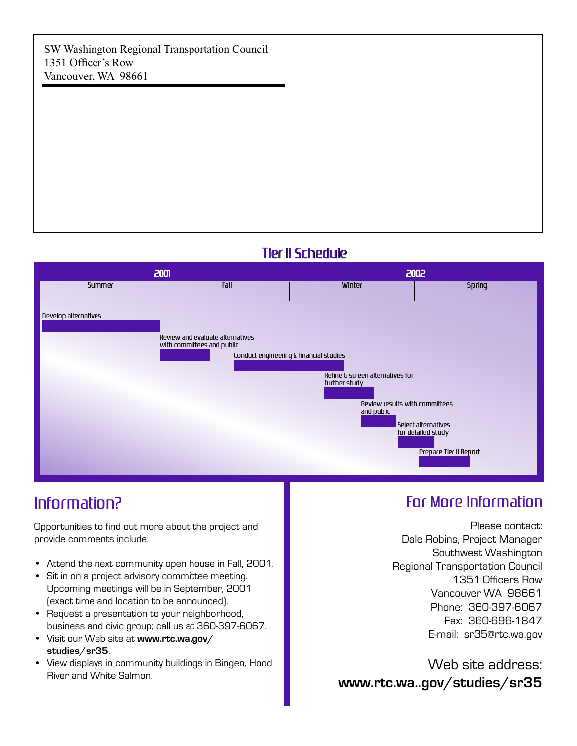SW Washington Regional Transportation Council
1351 Officer's Row
Vancouver, WA 98661

## Tier II Schedule

2001

2002

Summer

Fall

Winter

Spring

Develop alternatives

Review and evaluate alternatives with committees and public

Conduct engineering & financial studies

Refine & screen alternatives for further study

Review results with committees and public

Select alternatives for detailed study

Prepare Tier II Report

## Information?

Opportunities to find out more about the project and provide comments include:

- Attend the next community open house in Fall, 2001.
- Sit in on a project advisory committee meeting. Upcoming meetings will be in September, 2001 (exact time and location to be announced).
- Request a presentation to your neighborhood, business and civic group; call us at 360-397-6067.
- Visit our Web site at **www.rtc.wa.gov/studies/sr35**.
- View displays in community buildings in Bingen, Hood River and White Salmon.

## For More Information

Please contact:
Dale Robins, Project Manager
Southwest Washington
Regional Transportation Council
1351 Officers Row
Vancouver WA 98661
Phone: 360-397-6067
Fax: 360-696-1847
E-mail: sr35@rtc.wa.gov

Web site address:
**www.rtc.wa..gov/studies/sr35**